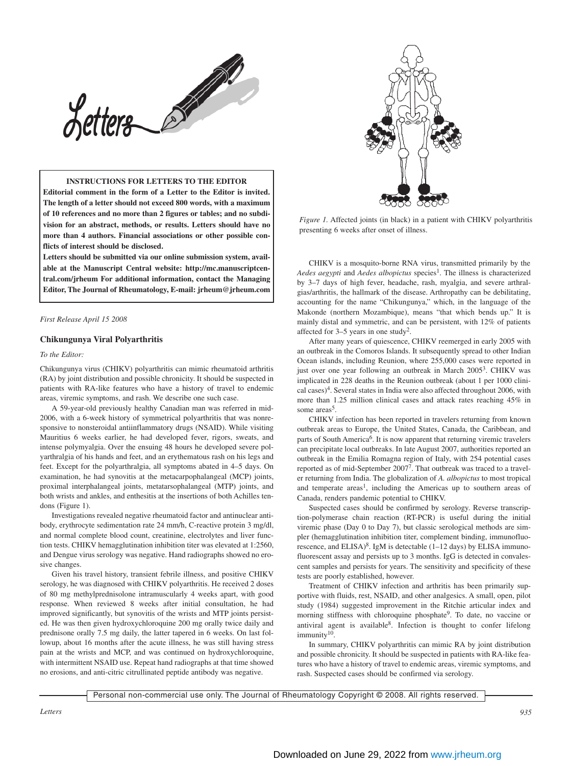# Letters

**INSTRUCTIONS FOR LETTERS TO THE EDITOR**

**Editorial comment in the form of a Letter to the Editor is invited. The length of a letter should not exceed 800 words, with a maximum of 10 references and no more than 2 figures or tables; and no subdivision for an abstract, methods, or results. Letters should have no more than 4 authors. Financial associations or other possible conflicts of interest should be disclosed.**

**Letters should be submitted via our online submission system, available at the Manuscript Central website: http://mc.manuscriptcentral.com/jrheum For additional information, contact the Managing Editor, The Journal of Rheumatology, E-mail: jrheum@jrheum.com**

*First Release April 15 2008*

## Chikungunya Viral Polyarthritis

*To the Editor:*

Chikungunya virus (CHIKV) polyarthritis can mimic rheumatoid arthritis (RA) by joint distribution and possible chronicity. It should be suspected in patients with RA-like features who have a history of travel to endemic areas, viremic symptoms, and rash. We describe one such case.

A 59-year-old previously healthy Canadian man was referred in mid-2006, with a 6-week history of symmetrical polyarthritis that was nonresponsive to nonsteroidal antiinflammatory drugs (NSAID). While visiting Mauritius 6 weeks earlier, he had developed fever, rigors, sweats, and intense polymyalgia. Over the ensuing 48 hours he developed severe polyarthralgia of his hands and feet, and an erythematous rash on his legs and feet. Except for the polyarthralgia, all symptoms abated in 4–5 days. On examination, he had synovitis at the metacarpophalangeal (MCP) joints, proximal interphalangeal joints, metatarsophalangeal (MTP) joints, and both wrists and ankles, and enthesitis at the insertions of both Achilles tendons (Figure 1).

Investigations revealed negative rheumatoid factor and antinuclear antibody, erythrocyte sedimentation rate 24 mm/h, C-reactive protein 3 mg/dl, and normal complete blood count, creatinine, electrolytes and liver function tests. CHIKV hemagglutination inhibition titer was elevated at 1:2560, and Dengue virus serology was negative. Hand radiographs showed no erosive changes.

Given his travel history, transient febrile illness, and positive CHIKV serology, he was diagnosed with CHIKV polyarthritis. He received 2 doses of 80 mg methylprednisolone intramuscularly 4 weeks apart, with good response. When reviewed 8 weeks after initial consultation, he had improved significantly, but synovitis of the wrists and MTP joints persisted. He was then given hydroxychloroquine 200 mg orally twice daily and prednisone orally 7.5 mg daily, the latter tapered in 6 weeks. On last followup, about 16 months after the acute illness, he was still having stress pain at the wrists and MCP, and was continued on hydroxychloroquine, with intermittent NSAID use. Repeat hand radiographs at that time showed no erosions, and anti-citric citrullinated peptide antibody was negative.

*Figure 1.* Affected joints (in black) in a patient with CHIKV polyarthritis presenting 6 weeks after onset of illness.

CHIKV is a mosquito-borne RNA virus, transmitted primarily by the *Aedes aegypti* and *Aedes albopictus* species[1]. The illness is characterized by 3–7 days of high fever, headache, rash, myalgia, and severe arthralgias/arthritis, the hallmark of the disease. Arthropathy can be debilitating, accounting for the name "Chikungunya," which, in the language of the Makonde (northern Mozambique), means "that which bends up." It is mainly distal and symmetric, and can be persistent, with 12% of patients affected for 3–5 years in one study[2].

After many years of quiescence, CHIKV reemerged in early 2005 with an outbreak in the Comoros Islands. It subsequently spread to other Indian Ocean islands, including Reunion, where 255,000 cases were reported in just over one year following an outbreak in March 2005[3]. CHIKV was implicated in 228 deaths in the Reunion outbreak (about 1 per 1000 clinical cases)[4]. Several states in India were also affected throughout 2006, with more than 1.25 million clinical cases and attack rates reaching 45% in some areas[5].

CHIKV infection has been reported in travelers returning from known outbreak areas to Europe, the United States, Canada, the Caribbean, and parts of South America[6]. It is now apparent that returning viremic travelers can precipitate local outbreaks. In late August 2007, authorities reported an outbreak in the Emilia Romagna region of Italy, with 254 potential cases reported as of mid-September 2007[7]. That outbreak was traced to a traveler returning from India. The globalization of *A. albopictus* to most tropical and temperate areas[1], including the Americas up to southern areas of Canada, renders pandemic potential to CHIKV.

Suspected cases should be confirmed by serology. Reverse transcription-polymerase chain reaction (RT-PCR) is useful during the initial viremic phase (Day 0 to Day 7), but classic serological methods are simpler (hemagglutination inhibition titer, complement binding, immunofluorescence, and ELISA)[8]. IgM is detectable (1–12 days) by ELISA immunofluorescent assay and persists up to 3 months. IgG is detected in convalescent samples and persists for years. The sensitivity and specificity of these tests are poorly established, however.

Treatment of CHIKV infection and arthritis has been primarily supportive with fluids, rest, NSAID, and other analgesics. A small, open, pilot study (1984) suggested improvement in the Ritchie articular index and morning stiffness with chloroquine phosphate[9]. To date, no vaccine or antiviral agent is available[8]. Infection is thought to confer lifelong immunity[10].

In summary, CHIKV polyarthritis can mimic RA by joint distribution and possible chronicity. It should be suspected in patients with RA-like features who have a history of travel to endemic areas, viremic symptoms, and rash. Suspected cases should be confirmed via serology.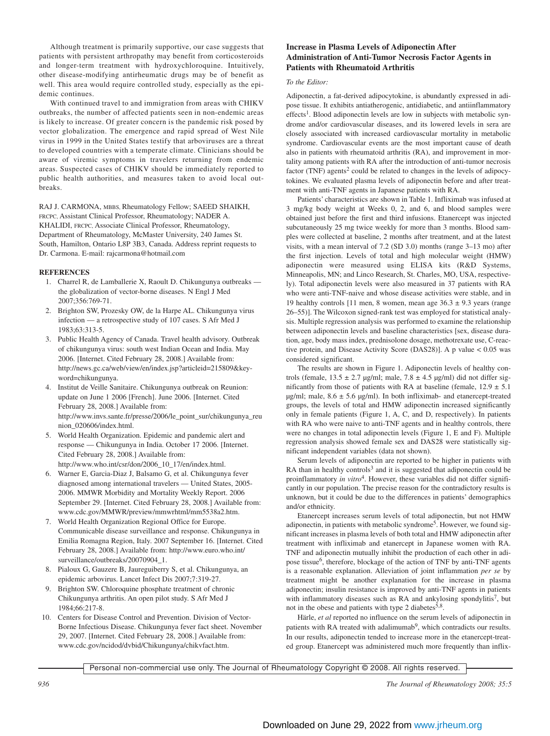Although treatment is primarily supportive, our case suggests that patients with persistent arthropathy may benefit from corticosteroids and longer-term treatment with hydroxychloroquine. Intuitively, other disease-modifying antirheumatic drugs may be of benefit as well. This area would require controlled study, especially as the epidemic continues.

With continued travel to and immigration from areas with CHIKV outbreaks, the number of affected patients seen in non-endemic areas is likely to increase. Of greater concern is the pandemic risk posed by vector globalization. The emergence and rapid spread of West Nile virus in 1999 in the United States testify that arboviruses are a threat to developed countries with a temperate climate. Clinicians should be aware of viremic symptoms in travelers returning from endemic areas. Suspected cases of CHIKV should be immediately reported to public health authorities, and measures taken to avoid local outbreaks.

RAJ J. CARMONA, MBBS, Rheumatology Fellow; SAEED SHAIKH, FRCPC, Assistant Clinical Professor, Rheumatology; NADER A. KHALIDI, FRCPC, Associate Clinical Professor, Rheumatology, Department of Rheumatology, McMaster University, 240 James St. South, Hamilton, Ontario L8P 3B3, Canada. Address reprint requests to Dr. Carmona. E-mail: rajcarmona@hotmail.com

## REFERENCES

1. Charrel R, de Lamballerie X, Raoult D. Chikungunya outbreaks — the globalization of vector-borne diseases. N Engl J Med 2007;356:769-71.
2. Brighton SW, Prozesky OW, de la Harpe AL. Chikungunya virus infection — a retrospective study of 107 cases. S Afr Med J 1983;63:313-5.
3. Public Health Agency of Canada. Travel health advisory. Outbreak of chikungunya virus: south west Indian Ocean and India. May 2006. [Internet. Cited February 28, 2008.] Available from: http://news.gc.ca/web/view/en/index.jsp?articleid=215809&keyword=chikungunya.
4. Institut de Veille Sanitaire. Chikungunya outbreak on Reunion: update on June 1 2006 [French]. June 2006. [Internet. Cited February 28, 2008.] Available from: http://www.invs.sante.fr/presse/2006/le_point_sur/chikungunya_reunion_020606/index.html.
5. World Health Organization. Epidemic and pandemic alert and response — Chikungunya in India. October 17 2006. [Internet. Cited February 28, 2008.] Available from: http://www.who.int/csr/don/2006_10_17/en/index.html.
6. Warner E, Garcia-Diaz J, Balsamo G, et al. Chikungunya fever diagnosed among international travelers — United States, 2005-2006. MMWR Morbidity and Mortality Weekly Report. 2006 September 29. [Internet. Cited February 28, 2008.] Available from: www.cdc.gov/MMWR/preview/mmwrhtml/mm5538a2.htm.
7. World Health Organization Regional Office for Europe. Communicable disease surveillance and response. Chikungunya in Emilia Romagna Region, Italy. 2007 September 16. [Internet. Cited February 28, 2008.] Available from: http://www.euro.who.int/surveillance/outbreaks/20070904_1.
8. Pialoux G, Gauzere B, Jaureguiberry S, et al. Chikungunya, an epidemic arbovirus. Lancet Infect Dis 2007;7:319-27.
9. Brighton SW. Chloroquine phosphate treatment of chronic Chikungunya arthritis. An open pilot study. S Afr Med J 1984;66:217-8.
10. Centers for Disease Control and Prevention. Division of Vector-Borne Infectious Disease. Chikungunya fever fact sheet. November 29, 2007. [Internet. Cited February 28, 2008.] Available from: www.cdc.gov/ncidod/dvbid/Chikungunya/chikvfact.htm.

## Increase in Plasma Levels of Adiponectin After Administration of Anti-Tumor Necrosis Factor Agents in Patients with Rheumatoid Arthritis

*To the Editor:*

Adiponectin, a fat-derived adipocytokine, is abundantly expressed in adipose tissue. It exhibits antiatherogenic, antidiabetic, and antiinflammatory effects[1]. Blood adiponectin levels are low in subjects with metabolic syndrome and/or cardiovascular diseases, and its lowered levels in sera are closely associated with increased cardiovascular mortality in metabolic syndrome. Cardiovascular events are the most important cause of death also in patients with rheumatoid arthritis (RA), and improvement in mortality among patients with RA after the introduction of anti-tumor necrosis factor (TNF) agents[2] could be related to changes in the levels of adipocytokines. We evaluated plasma levels of adiponectin before and after treatment with anti-TNF agents in Japanese patients with RA.

Patients' characteristics are shown in Table 1. Infliximab was infused at 3 mg/kg body weight at Weeks 0, 2, and 6, and blood samples were obtained just before the first and third infusions. Etanercept was injected subcutaneously 25 mg twice weekly for more than 3 months. Blood samples were collected at baseline, 2 months after treatment, and at the latest visits, with a mean interval of 7.2 (SD 3.0) months (range 3–13 mo) after the first injection. Levels of total and high molecular weight (HMW) adiponectin were measured using ELISA kits (R&D Systems, Minneapolis, MN; and Linco Research, St. Charles, MO, USA, respectively). Total adiponectin levels were also measured in 37 patients with RA who were anti-TNF-naive and whose disease activities were stable, and in 19 healthy controls [11 men, 8 women, mean age 36.3 ± 9.3 years (range 26–55)]. The Wilcoxon signed-rank test was employed for statistical analysis. Multiple regression analysis was performed to examine the relationship between adiponectin levels and baseline characteristics [sex, disease duration, age, body mass index, prednisolone dosage, methotrexate use, C-reactive protein, and Disease Activity Score (DAS28)]. A p value $< 0.05$ was considered significant.

The results are shown in Figure 1. Adiponectin levels of healthy controls (female, 13.5 ± 2.7 µg/ml; male, 7.8 ± 4.5 µg/ml) did not differ significantly from those of patients with RA at baseline (female, 12.9 ± 5.1 µg/ml; male, 8.6 ± 5.6 µg/ml). In both infliximab- and etanercept-treated groups, the levels of total and HMW adiponectin increased significantly only in female patients (Figure 1, A, C, and D, respectively). In patients with RA who were naive to anti-TNF agents and in healthy controls, there were no changes in total adiponectin levels (Figure 1, E and F). Multiple regression analysis showed female sex and DAS28 were statistically significant independent variables (data not shown).

Serum levels of adiponectin are reported to be higher in patients with RA than in healthy controls[3] and it is suggested that adiponectin could be proinflammatory *in vitro*[4]. However, these variables did not differ significantly in our population. The precise reason for the contradictory results is unknown, but it could be due to the differences in patients' demographics and/or ethnicity.

Etanercept increases serum levels of total adiponectin, but not HMW adiponectin, in patients with metabolic syndrome[5]. However, we found significant increases in plasma levels of both total and HMW adiponectin after treatment with infliximab and etanercept in Japanese women with RA. TNF and adiponectin mutually inhibit the production of each other in adipose tissue[6], therefore, blockage of the action of TNF by anti-TNF agents is a reasonable explanation. Alleviation of joint inflammation *per se* by treatment might be another explanation for the increase in plasma adiponectin; insulin resistance is improved by anti-TNF agents in patients with inflammatory diseases such as RA and ankylosing spondylitis[7], but not in the obese and patients with type 2 diabetes[5,8].

Härle, *et al* reported no influence on the serum levels of adiponectin in patients with RA treated with adalimumab[9], which contradicts our results. In our results, adiponectin tended to increase more in the etanercept-treated group. Etanercept was administered much more frequently than inflix-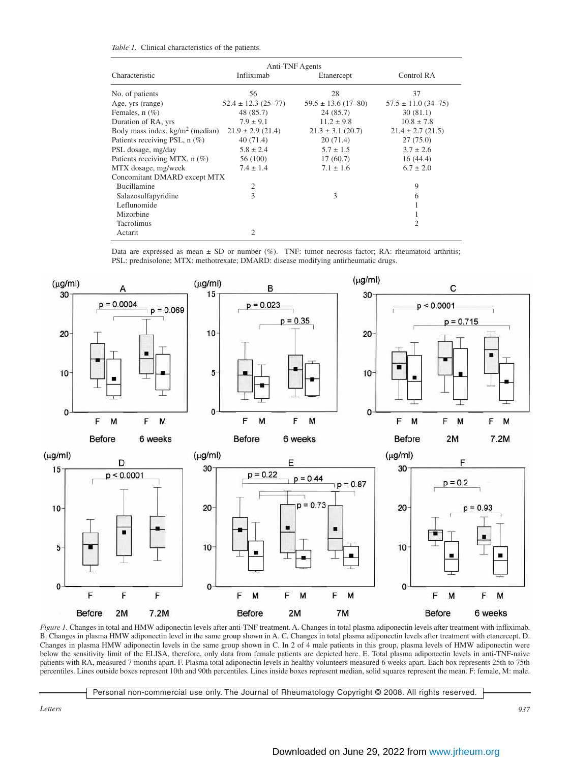*Table 1.* Clinical characteristics of the patients.

| Characteristic | Anti-TNF Agents Infliximab | Anti-TNF Agents Etanercept | Control RA |
|---|---|---|---|
| No. of patients | 56 | 28 | 37 |
| Age, yrs (range) | 52.4 ± 12.3 (25–77) | 59.5 ± 13.6 (17–80) | 57.5 ± 11.0 (34–75) |
| Females, n (%) | 48 (85.7) | 24 (85.7) | 30 (81.1) |
| Duration of RA, yrs | 7.9 ± 9.1 | 11.2 ± 9.8 | 10.8 ± 7.8 |
| Body mass index, kg/m$^2$ (median) | 21.9 ± 2.9 (21.4) | 21.3 ± 3.1 (20.7) | 21.4 ± 2.7 (21.5) |
| Patients receiving PSL, n (%) | 40 (71.4) | 20 (71.4) | 27 (75.0) |
| PSL dosage, mg/day | 5.8 ± 2.4 | 5.7 ± 1.5 | 3.7 ± 2.6 |
| Patients receiving MTX, n (%) | 56 (100) | 17 (60.7) | 16 (44.4) |
| MTX dosage, mg/week | 7.4 ± 1.4 | 7.1 ± 1.6 | 6.7 ± 2.0 |
| Concomitant DMARD except MTX | | | |
| Bucillamine | 2 | | 9 |
| Salazosulfapyridine | 3 | 3 | 6 |
| Leflunomide | | | 1 |
| Mizorbine | | | 1 |
| Tacrolimus | | | 2 |
| Actarit | 2 | | |

Data are expressed as mean ± SD or number (%). TNF: tumor necrosis factor; RA: rheumatoid arthritis; PSL: prednisolone; MTX: methotrexate; DMARD: disease modifying antirheumatic drugs.

*Figure 1.* Changes in total and HMW adiponectin levels after anti-TNF treatment. A. Changes in total plasma adiponectin levels after treatment with infliximab. B. Changes in plasma HMW adiponectin level in the same group shown in A. C. Changes in total plasma adiponectin levels after treatment with etanercept. D. Changes in plasma HMW adiponectin levels in the same group shown in C. In 2 of 4 male patients in this group, plasma levels of HMW adiponectin were below the sensitivity limit of the ELISA, therefore, only data from female patients are depicted here. E. Total plasma adiponectin levels in anti-TNF-naive patients with RA, measured 7 months apart. F. Plasma total adiponectin levels in healthy volunteers measured 6 weeks apart. Each box represents 25th to 75th percentiles. Lines outside boxes represent 10th and 90th percentiles. Lines inside boxes represent median, solid squares represent the mean. F: female, M: male.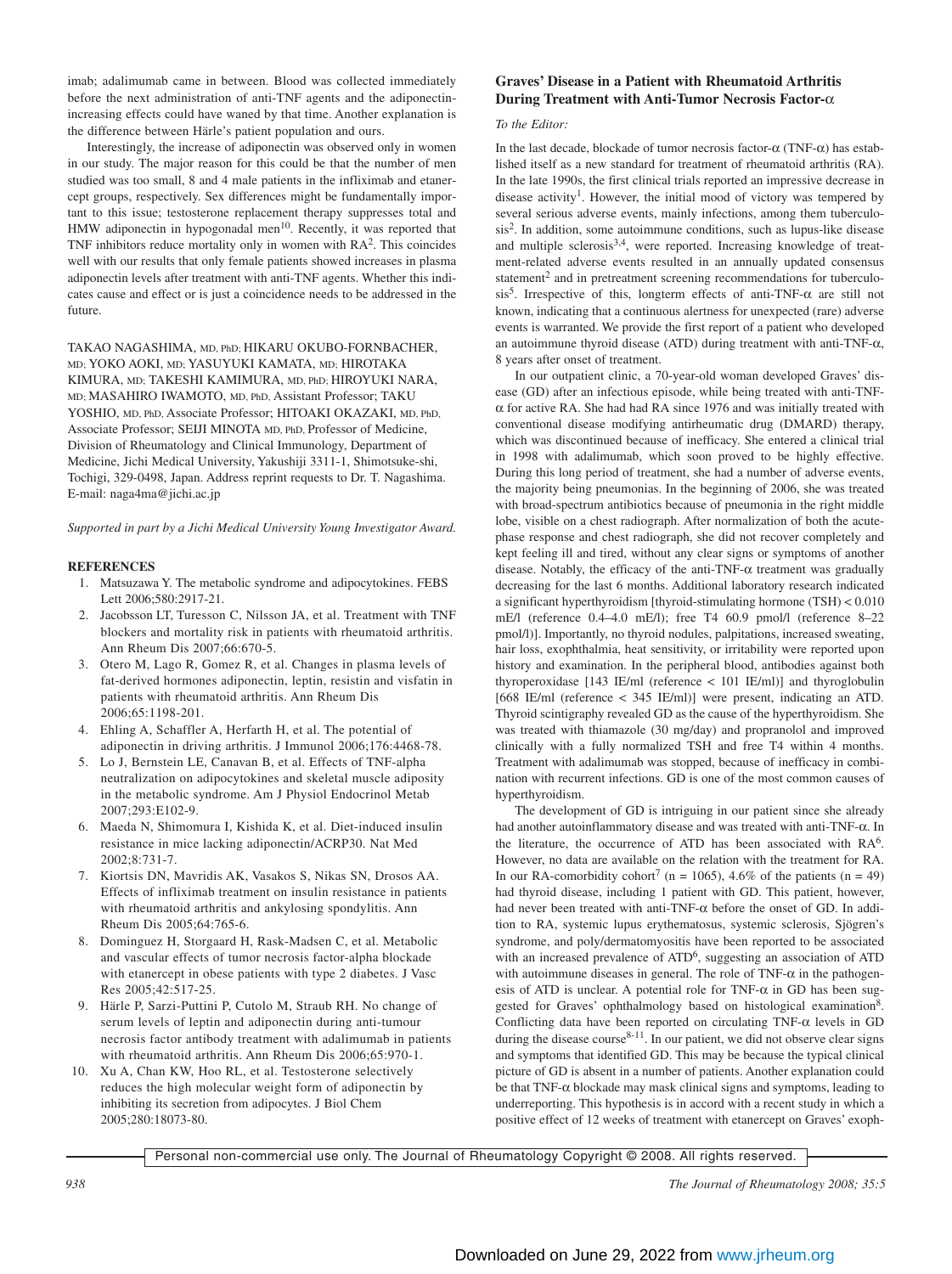imab; adalimumab came in between. Blood was collected immediately before the next administration of anti-TNF agents and the adiponectin-increasing effects could have waned by that time. Another explanation is the difference between Härle's patient population and ours.

Interestingly, the increase of adiponectin was observed only in women in our study. The major reason for this could be that the number of men studied was too small, 8 and 4 male patients in the infliximab and etanercept groups, respectively. Sex differences might be fundamentally important to this issue; testosterone replacement therapy suppresses total and HMW adiponectin in hypogonadal men[10]. Recently, it was reported that TNF inhibitors reduce mortality only in women with RA[2]. This coincides well with our results that only female patients showed increases in plasma adiponectin levels after treatment with anti-TNF agents. Whether this indicates cause and effect or is just a coincidence needs to be addressed in the future.

TAKAO NAGASHIMA, MD, PhD; HIKARU OKUBO-FORNBACHER, MD; YOKO AOKI, MD; YASUYUKI KAMATA, MD; HIROTAKA KIMURA, MD; TAKESHI KAMIMURA, MD, PhD; HIROYUKI NARA, MD; MASAHIRO IWAMOTO, MD, PhD, Assistant Professor; TAKU YOSHIO, MD, PhD, Associate Professor; HITOAKI OKAZAKI, MD, PhD, Associate Professor; SEIJI MINOTA MD, PhD, Professor of Medicine, Division of Rheumatology and Clinical Immunology, Department of Medicine, Jichi Medical University, Yakushiji 3311-1, Shimotsuke-shi, Tochigi, 329-0498, Japan. Address reprint requests to Dr. T. Nagashima. E-mail: naga4ma@jichi.ac.jp

*Supported in part by a Jichi Medical University Young Investigator Award.*

## REFERENCES

1. Matsuzawa Y. The metabolic syndrome and adipocytokines. FEBS Lett 2006;580:2917-21.
2. Jacobsson LT, Turesson C, Nilsson JA, et al. Treatment with TNF blockers and mortality risk in patients with rheumatoid arthritis. Ann Rheum Dis 2007;66:670-5.
3. Otero M, Lago R, Gomez R, et al. Changes in plasma levels of fat-derived hormones adiponectin, leptin, resistin and visfatin in patients with rheumatoid arthritis. Ann Rheum Dis 2006;65:1198-201.
4. Ehling A, Schaffler A, Herfarth H, et al. The potential of adiponectin in driving arthritis. J Immunol 2006;176:4468-78.
5. Lo J, Bernstein LE, Canavan B, et al. Effects of TNF-alpha neutralization on adipocytokines and skeletal muscle adiposity in the metabolic syndrome. Am J Physiol Endocrinol Metab 2007;293:E102-9.
6. Maeda N, Shimomura I, Kishida K, et al. Diet-induced insulin resistance in mice lacking adiponectin/ACRP30. Nat Med 2002;8:731-7.
7. Kiortsis DN, Mavridis AK, Vasakos S, Nikas SN, Drosos AA. Effects of infliximab treatment on insulin resistance in patients with rheumatoid arthritis and ankylosing spondylitis. Ann Rheum Dis 2005;64:765-6.
8. Dominguez H, Storgaard H, Rask-Madsen C, et al. Metabolic and vascular effects of tumor necrosis factor-alpha blockade with etanercept in obese patients with type 2 diabetes. J Vasc Res 2005;42:517-25.
9. Härle P, Sarzi-Puttini P, Cutolo M, Straub RH. No change of serum levels of leptin and adiponectin during anti-tumour necrosis factor antibody treatment with adalimumab in patients with rheumatoid arthritis. Ann Rheum Dis 2006;65:970-1.
10. Xu A, Chan KW, Hoo RL, et al. Testosterone selectively reduces the high molecular weight form of adiponectin by inhibiting its secretion from adipocytes. J Biol Chem 2005;280:18073-80.

## Graves' Disease in a Patient with Rheumatoid Arthritis During Treatment with Anti-Tumor Necrosis Factor-α

*To the Editor:*

In the last decade, blockade of tumor necrosis factor-α (TNF-α) has established itself as a new standard for treatment of rheumatoid arthritis (RA). In the late 1990s, the first clinical trials reported an impressive decrease in disease activity[1]. However, the initial mood of victory was tempered by several serious adverse events, mainly infections, among them tuberculosis[2]. In addition, some autoimmune conditions, such as lupus-like disease and multiple sclerosis[3,4], were reported. Increasing knowledge of treatment-related adverse events resulted in an annually updated consensus statement[2] and in pretreatment screening recommendations for tuberculosis[5]. Irrespective of this, longterm effects of anti-TNF-α are still not known, indicating that a continuous alertness for unexpected (rare) adverse events is warranted. We provide the first report of a patient who developed an autoimmune thyroid disease (ATD) during treatment with anti-TNF-α, 8 years after onset of treatment.

In our outpatient clinic, a 70-year-old woman developed Graves' disease (GD) after an infectious episode, while being treated with anti-TNF-α for active RA. She had had RA since 1976 and was initially treated with conventional disease modifying antirheumatic drug (DMARD) therapy, which was discontinued because of inefficacy. She entered a clinical trial in 1998 with adalimumab, which soon proved to be highly effective. During this long period of treatment, she had a number of adverse events, the majority being pneumonias. In the beginning of 2006, she was treated with broad-spectrum antibiotics because of pneumonia in the right middle lobe, visible on a chest radiograph. After normalization of both the acute-phase response and chest radiograph, she did not recover completely and kept feeling ill and tired, without any clear signs or symptoms of another disease. Notably, the efficacy of the anti-TNF-α treatment was gradually decreasing for the last 6 months. Additional laboratory research indicated a significant hyperthyroidism [thyroid-stimulating hormone (TSH) < 0.010 mE/l (reference 0.4–4.0 mE/l); free T4 60.9 pmol/l (reference 8–22 pmol/l)]. Importantly, no thyroid nodules, palpitations, increased sweating, hair loss, exophthalmia, heat sensitivity, or irritability were reported upon history and examination. In the peripheral blood, antibodies against both thyroperoxidase [143 IE/ml (reference < 101 IE/ml)] and thyroglobulin [668 IE/ml (reference < 345 IE/ml)] were present, indicating an ATD. Thyroid scintigraphy revealed GD as the cause of the hyperthyroidism. She was treated with thiamazole (30 mg/day) and propranolol and improved clinically with a fully normalized TSH and free T4 within 4 months. Treatment with adalimumab was stopped, because of inefficacy in combination with recurrent infections. GD is one of the most common causes of hyperthyroidism.

The development of GD is intriguing in our patient since she already had another autoinflammatory disease and was treated with anti-TNF-α. In the literature, the occurrence of ATD has been associated with RA[6]. However, no data are available on the relation with the treatment for RA. In our RA-comorbidity cohort[7] (n = 1065), 4.6% of the patients (n = 49) had thyroid disease, including 1 patient with GD. This patient, however, had never been treated with anti-TNF-α before the onset of GD. In addition to RA, systemic lupus erythematosus, systemic sclerosis, Sjögren's syndrome, and poly/dermatomyositis have been reported to be associated with an increased prevalence of ATD[6], suggesting an association of ATD with autoimmune diseases in general. The role of TNF-α in the pathogenesis of ATD is unclear. A potential role for TNF-α in GD has been suggested for Graves' ophthalmology based on histological examination[8]. Conflicting data have been reported on circulating TNF-α levels in GD during the disease course[8-11]. In our patient, we did not observe clear signs and symptoms that identified GD. This may be because the typical clinical picture of GD is absent in a number of patients. Another explanation could be that TNF-α blockade may mask clinical signs and symptoms, leading to underreporting. This hypothesis is in accord with a recent study in which a positive effect of 12 weeks of treatment with etanercept on Graves' exoph-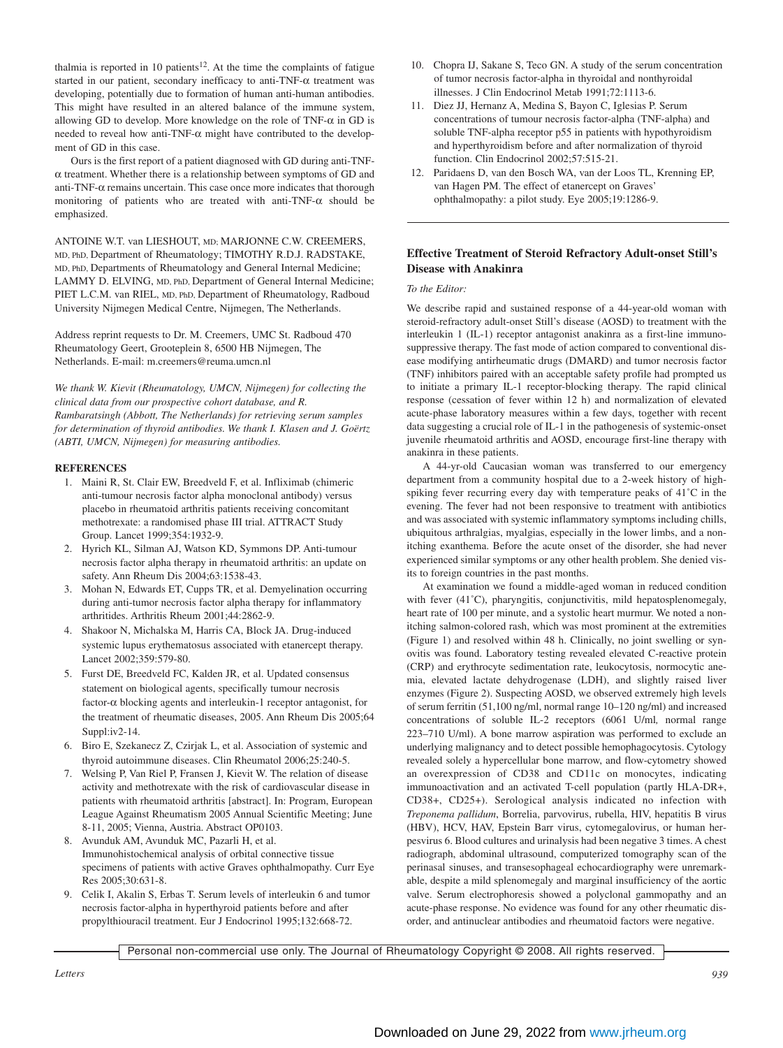thalmia is reported in 10 patients[12]. At the time the complaints of fatigue started in our patient, secondary inefficacy to anti-TNF-α treatment was developing, potentially due to formation of human anti-human antibodies. This might have resulted in an altered balance of the immune system, allowing GD to develop. More knowledge on the role of TNF-α in GD is needed to reveal how anti-TNF-α might have contributed to the development of GD in this case.

Ours is the first report of a patient diagnosed with GD during anti-TNF-α treatment. Whether there is a relationship between symptoms of GD and anti-TNF-α remains uncertain. This case once more indicates that thorough monitoring of patients who are treated with anti-TNF-α should be emphasized.

ANTOINE W.T. van LIESHOUT, MD; MARJONNE C.W. CREEMERS, MD, PhD, Department of Rheumatology; TIMOTHY R.D.J. RADSTAKE, MD, PhD, Departments of Rheumatology and General Internal Medicine; LAMMY D. ELVING, MD, PhD, Department of General Internal Medicine; PIET L.C.M. van RIEL, MD, PhD, Department of Rheumatology, Radboud University Nijmegen Medical Centre, Nijmegen, The Netherlands.

Address reprint requests to Dr. M. Creemers, UMC St. Radboud 470 Rheumatology Geert, Grooteplein 8, 6500 HB Nijmegen, The Netherlands. E-mail: m.creemers@reuma.umcn.nl

*We thank W. Kievit (Rheumatology, UMCN, Nijmegen) for collecting the clinical data from our prospective cohort database, and R. Rambaratsingh (Abbott, The Netherlands) for retrieving serum samples for determination of thyroid antibodies. We thank I. Klasen and J. Goërtz (ABTI, UMCN, Nijmegen) for measuring antibodies.*

## REFERENCES

1. Maini R, St. Clair EW, Breedveld F, et al. Infliximab (chimeric anti-tumour necrosis factor alpha monoclonal antibody) versus placebo in rheumatoid arthritis patients receiving concomitant methotrexate: a randomised phase III trial. ATTRACT Study Group. Lancet 1999;354:1932-9.
2. Hyrich KL, Silman AJ, Watson KD, Symmons DP. Anti-tumour necrosis factor alpha therapy in rheumatoid arthritis: an update on safety. Ann Rheum Dis 2004;63:1538-43.
3. Mohan N, Edwards ET, Cupps TR, et al. Demyelination occurring during anti-tumor necrosis factor alpha therapy for inflammatory arthritides. Arthritis Rheum 2001;44:2862-9.
4. Shakoor N, Michalska M, Harris CA, Block JA. Drug-induced systemic lupus erythematosus associated with etanercept therapy. Lancet 2002;359:579-80.
5. Furst DE, Breedveld FC, Kalden JR, et al. Updated consensus statement on biological agents, specifically tumour necrosis factor-α blocking agents and interleukin-1 receptor antagonist, for the treatment of rheumatic diseases, 2005. Ann Rheum Dis 2005;64 Suppl:iv2-14.
6. Biro E, Szekanecz Z, Czirjak L, et al. Association of systemic and thyroid autoimmune diseases. Clin Rheumatol 2006;25:240-5.
7. Welsing P, Van Riel P, Fransen J, Kievit W. The relation of disease activity and methotrexate with the risk of cardiovascular disease in patients with rheumatoid arthritis [abstract]. In: Program, European League Against Rheumatism 2005 Annual Scientific Meeting; June 8-11, 2005; Vienna, Austria. Abstract OP0103.
8. Avunduk AM, Avunduk MC, Pazarli H, et al. Immunohistochemical analysis of orbital connective tissue specimens of patients with active Graves ophthalmopathy. Curr Eye Res 2005;30:631-8.
9. Celik I, Akalin S, Erbas T. Serum levels of interleukin 6 and tumor necrosis factor-alpha in hyperthyroid patients before and after propylthiouracil treatment. Eur J Endocrinol 1995;132:668-72.
10. Chopra IJ, Sakane S, Teco GN. A study of the serum concentration of tumor necrosis factor-alpha in thyroidal and nonthyroidal illnesses. J Clin Endocrinol Metab 1991;72:1113-6.
11. Diez JJ, Hernanz A, Medina S, Bayon C, Iglesias P. Serum concentrations of tumour necrosis factor-alpha (TNF-alpha) and soluble TNF-alpha receptor p55 in patients with hypothyroidism and hyperthyroidism before and after normalization of thyroid function. Clin Endocrinol 2002;57:515-21.
12. Paridaens D, van den Bosch WA, van der Loos TL, Krenning EP, van Hagen PM. The effect of etanercept on Graves' ophthalmopathy: a pilot study. Eye 2005;19:1286-9.

## Effective Treatment of Steroid Refractory Adult-onset Still's Disease with Anakinra

*To the Editor:*

We describe rapid and sustained response of a 44-year-old woman with steroid-refractory adult-onset Still's disease (AOSD) to treatment with the interleukin 1 (IL-1) receptor antagonist anakinra as a first-line immunosuppressive therapy. The fast mode of action compared to conventional disease modifying antirheumatic drugs (DMARD) and tumor necrosis factor (TNF) inhibitors paired with an acceptable safety profile had prompted us to initiate a primary IL-1 receptor-blocking therapy. The rapid clinical response (cessation of fever within 12 h) and normalization of elevated acute-phase laboratory measures within a few days, together with recent data suggesting a crucial role of IL-1 in the pathogenesis of systemic-onset juvenile rheumatoid arthritis and AOSD, encourage first-line therapy with anakinra in these patients.

A 44-yr-old Caucasian woman was transferred to our emergency department from a community hospital due to a 2-week history of high-spiking fever recurring every day with temperature peaks of 41˚C in the evening. The fever had not been responsive to treatment with antibiotics and was associated with systemic inflammatory symptoms including chills, ubiquitous arthralgias, myalgias, especially in the lower limbs, and a non-itching exanthema. Before the acute onset of the disorder, she had never experienced similar symptoms or any other health problem. She denied visits to foreign countries in the past months.

At examination we found a middle-aged woman in reduced condition with fever (41˚C), pharyngitis, conjunctivitis, mild hepatosplenomegaly, heart rate of 100 per minute, and a systolic heart murmur. We noted a non-itching salmon-colored rash, which was most prominent at the extremities (Figure 1) and resolved within 48 h. Clinically, no joint swelling or synovitis was found. Laboratory testing revealed elevated C-reactive protein (CRP) and erythrocyte sedimentation rate, leukocytosis, normocytic anemia, elevated lactate dehydrogenase (LDH), and slightly raised liver enzymes (Figure 2). Suspecting AOSD, we observed extremely high levels of serum ferritin (51,100 ng/ml, normal range 10–120 ng/ml) and increased concentrations of soluble IL-2 receptors (6061 U/ml, normal range 223–710 U/ml). A bone marrow aspiration was performed to exclude an underlying malignancy and to detect possible hemophagocytosis. Cytology revealed solely a hypercellular bone marrow, and flow-cytometry showed an overexpression of CD38 and CD11c on monocytes, indicating immunoactivation and an activated T-cell population (partly HLA-DR+, CD38+, CD25+). Serological analysis indicated no infection with *Treponema pallidum*, Borrelia, parvovirus, rubella, HIV, hepatitis B virus (HBV), HCV, HAV, Epstein Barr virus, cytomegalovirus, or human herpesvirus 6. Blood cultures and urinalysis had been negative 3 times. A chest radiograph, abdominal ultrasound, computerized tomography scan of the perinasal sinuses, and transesophageal echocardiography were unremarkable, despite a mild splenomegaly and marginal insufficiency of the aortic valve. Serum electrophoresis showed a polyclonal gammopathy and an acute-phase response. No evidence was found for any other rheumatic disorder, and antinuclear antibodies and rheumatoid factors were negative.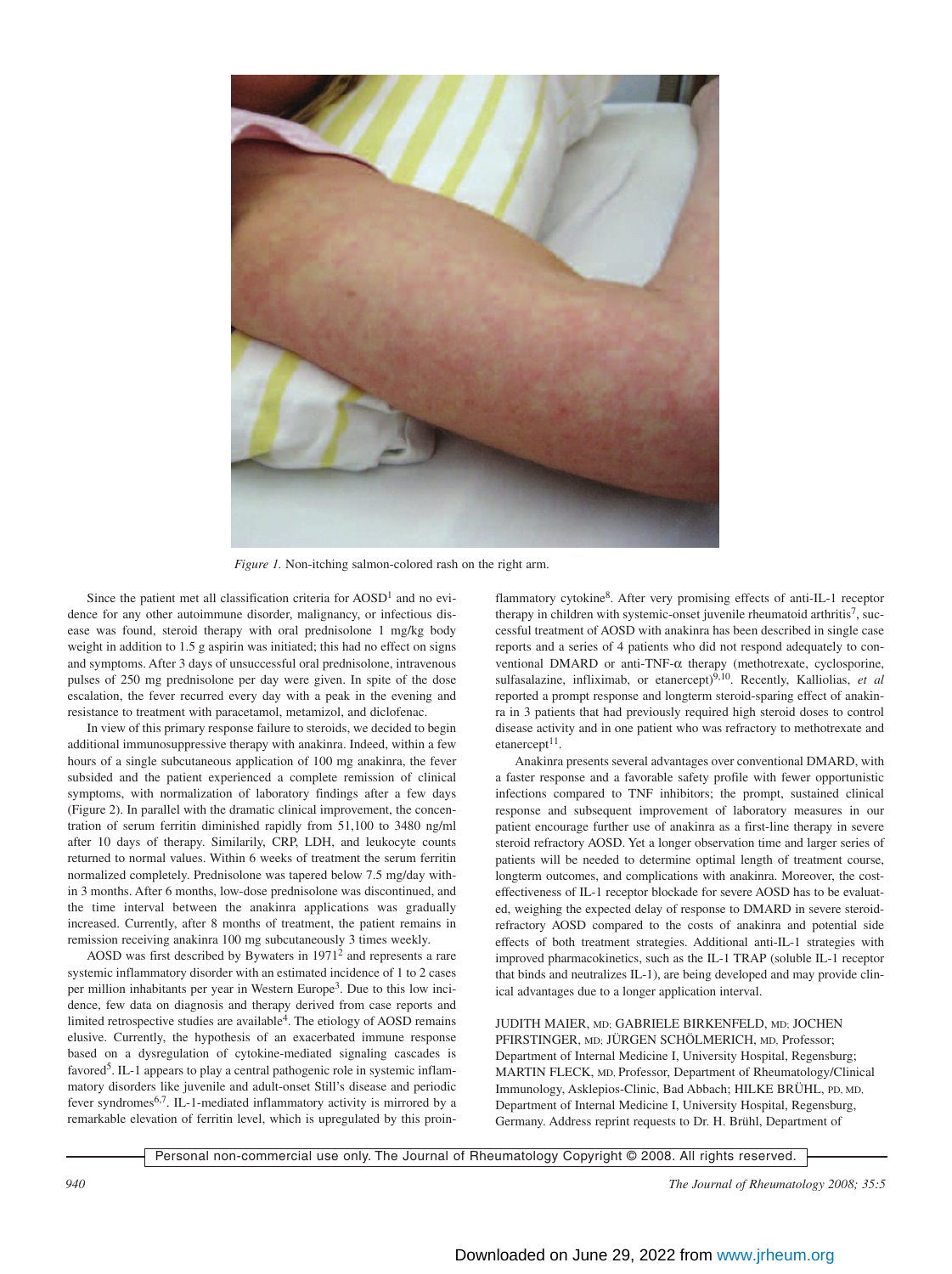*Figure 1.* Non-itching salmon-colored rash on the right arm.

Since the patient met all classification criteria for AOSD[1] and no evidence for any other autoimmune disorder, malignancy, or infectious disease was found, steroid therapy with oral prednisolone 1 mg/kg body weight in addition to 1.5 g aspirin was initiated; this had no effect on signs and symptoms. After 3 days of unsuccessful oral prednisolone, intravenous pulses of 250 mg prednisolone per day were given. In spite of the dose escalation, the fever recurred every day with a peak in the evening and resistance to treatment with paracetamol, metamizol, and diclofenac.

In view of this primary response failure to steroids, we decided to begin additional immunosuppressive therapy with anakinra. Indeed, within a few hours of a single subcutaneous application of 100 mg anakinra, the fever subsided and the patient experienced a complete remission of clinical symptoms, with normalization of laboratory findings after a few days (Figure 2). In parallel with the dramatic clinical improvement, the concentration of serum ferritin diminished rapidly from 51,100 to 3480 ng/ml after 10 days of therapy. Similarily, CRP, LDH, and leukocyte counts returned to normal values. Within 6 weeks of treatment the serum ferritin normalized completely. Prednisolone was tapered below 7.5 mg/day within 3 months. After 6 months, low-dose prednisolone was discontinued, and the time interval between the anakinra applications was gradually increased. Currently, after 8 months of treatment, the patient remains in remission receiving anakinra 100 mg subcutaneously 3 times weekly.

AOSD was first described by Bywaters in 1971[2] and represents a rare systemic inflammatory disorder with an estimated incidence of 1 to 2 cases per million inhabitants per year in Western Europe[3]. Due to this low incidence, few data on diagnosis and therapy derived from case reports and limited retrospective studies are available[4]. The etiology of AOSD remains elusive. Currently, the hypothesis of an exacerbated immune response based on a dysregulation of cytokine-mediated signaling cascades is favored[5]. IL-1 appears to play a central pathogenic role in systemic inflammatory disorders like juvenile and adult-onset Still's disease and periodic fever syndromes[6,7]. IL-1-mediated inflammatory activity is mirrored by a remarkable elevation of ferritin level, which is upregulated by this proinflammatory cytokine[8]. After very promising effects of anti-IL-1 receptor therapy in children with systemic-onset juvenile rheumatoid arthritis[7], successful treatment of AOSD with anakinra has been described in single case reports and a series of 4 patients who did not respond adequately to conventional DMARD or anti-TNF-α therapy (methotrexate, cyclosporine, sulfasalazine, infliximab, or etanercept)[9,10]. Recently, Kalliolias, *et al* reported a prompt response and longterm steroid-sparing effect of anakinra in 3 patients that had previously required high steroid doses to control disease activity and in one patient who was refractory to methotrexate and etanercept[11].

Anakinra presents several advantages over conventional DMARD, with a faster response and a favorable safety profile with fewer opportunistic infections compared to TNF inhibitors; the prompt, sustained clinical response and subsequent improvement of laboratory measures in our patient encourage further use of anakinra as a first-line therapy in severe steroid refractory AOSD. Yet a longer observation time and larger series of patients will be needed to determine optimal length of treatment course, longterm outcomes, and complications with anakinra. Moreover, the cost-effectiveness of IL-1 receptor blockade for severe AOSD has to be evaluated, weighing the expected delay of response to DMARD in severe steroid-refractory AOSD compared to the costs of anakinra and potential side effects of both treatment strategies. Additional anti-IL-1 strategies with improved pharmacokinetics, such as the IL-1 TRAP (soluble IL-1 receptor that binds and neutralizes IL-1), are being developed and may provide clinical advantages due to a longer application interval.

JUDITH MAIER, MD; GABRIELE BIRKENFELD, MD; JOCHEN PFIRSTINGER, MD; JÜRGEN SCHÖLMERICH, MD, Professor; Department of Internal Medicine I, University Hospital, Regensburg; MARTIN FLECK, MD, Professor, Department of Rheumatology/Clinical Immunology, Asklepios-Clinic, Bad Abbach; HILKE BRÜHL, PD, MD, Department of Internal Medicine I, University Hospital, Regensburg, Germany. Address reprint requests to Dr. H. Brühl, Department of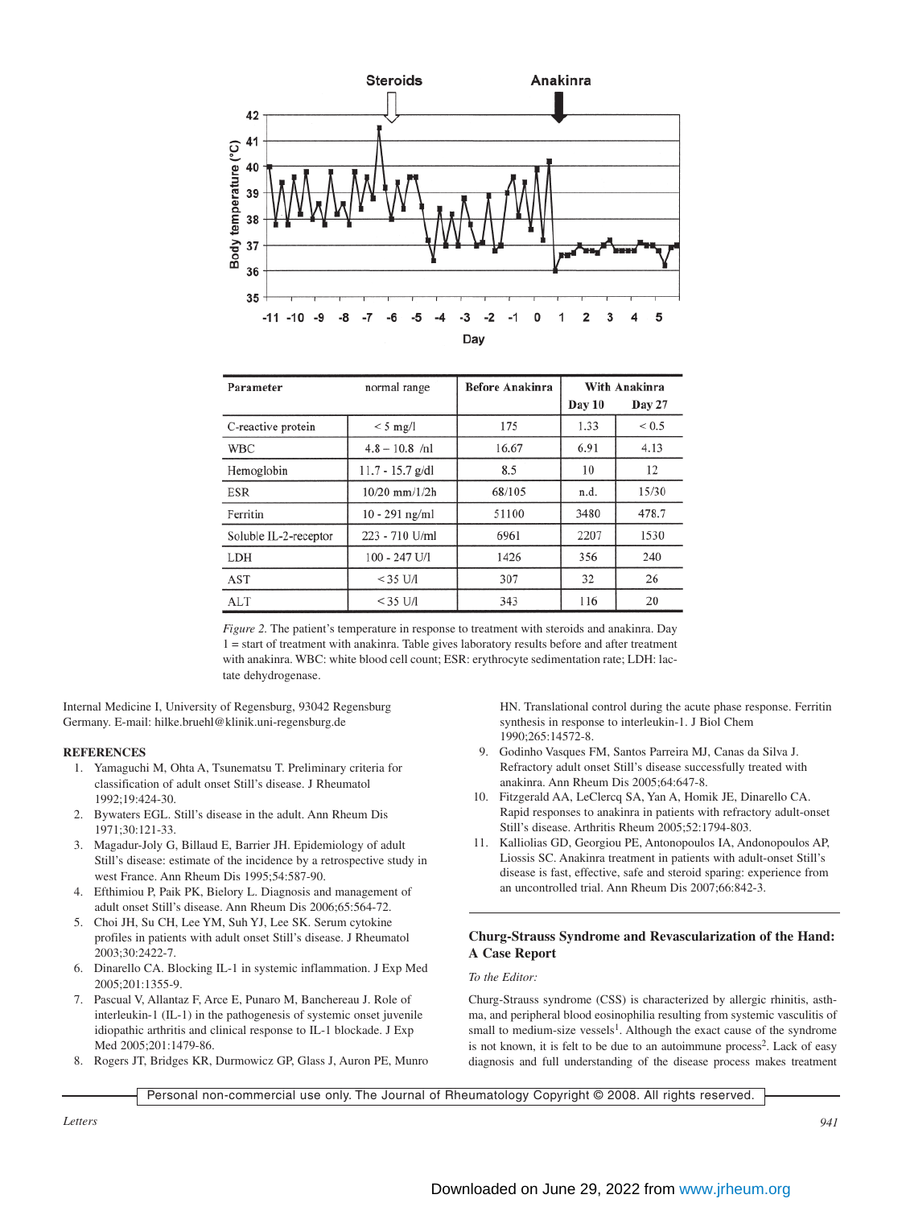| Parameter | normal range | Before Anakinra | With Anakinra | |
|---|---|---|---|---|
| | | | Day 10 | Day 27 |
| C-reactive protein | < 5 mg/l | 175 | 1.33 | < 0.5 |
| WBC | 4.8 – 10.8 /nl | 16.67 | 6.91 | 4.13 |
| Hemoglobin | 11.7 - 15.7 g/dl | 8.5 | 10 | 12 |
| ESR | 10/20 mm/1/2h | 68/105 | n.d. | 15/30 |
| Ferritin | 10 - 291 ng/ml | 51100 | 3480 | 478.7 |
| Soluble IL-2-receptor | 223 - 710 U/ml | 6961 | 2207 | 1530 |
| LDH | 100 - 247 U/l | 1426 | 356 | 240 |
| AST | <35 U/l | 307 | 32 | 26 |
| ALT | <35 U/l | 343 | 116 | 20 |

*Figure 2.* The patient's temperature in response to treatment with steroids and anakinra. Day 1 = start of treatment with anakinra. Table gives laboratory results before and after treatment with anakinra. WBC: white blood cell count; ESR: erythrocyte sedimentation rate; LDH: lactate dehydrogenase.

Internal Medicine I, University of Regensburg, 93042 Regensburg Germany. E-mail: hilke.bruehl@klinik.uni-regensburg.de

## REFERENCES

1. Yamaguchi M, Ohta A, Tsunematsu T. Preliminary criteria for classification of adult onset Still's disease. J Rheumatol 1992;19:424-30.
2. Bywaters EGL. Still's disease in the adult. Ann Rheum Dis 1971;30:121-33.
3. Magadur-Joly G, Billaud E, Barrier JH. Epidemiology of adult Still's disease: estimate of the incidence by a retrospective study in west France. Ann Rheum Dis 1995;54:587-90.
4. Efthimiou P, Paik PK, Bielory L. Diagnosis and management of adult onset Still's disease. Ann Rheum Dis 2006;65:564-72.
5. Choi JH, Su CH, Lee YM, Suh YJ, Lee SK. Serum cytokine profiles in patients with adult onset Still's disease. J Rheumatol 2003;30:2422-7.
6. Dinarello CA. Blocking IL-1 in systemic inflammation. J Exp Med 2005;201:1355-9.
7. Pascual V, Allantaz F, Arce E, Punaro M, Banchereau J. Role of interleukin-1 (IL-1) in the pathogenesis of systemic onset juvenile idiopathic arthritis and clinical response to IL-1 blockade. J Exp Med 2005;201:1479-86.
8. Rogers JT, Bridges KR, Durmowicz GP, Glass J, Auron PE, Munro HN. Translational control during the acute phase response. Ferritin synthesis in response to interleukin-1. J Biol Chem 1990;265:14572-8.
9. Godinho Vasques FM, Santos Parreira MJ, Canas da Silva J. Refractory adult onset Still's disease successfully treated with anakinra. Ann Rheum Dis 2005;64:647-8.
10. Fitzgerald AA, LeClercq SA, Yan A, Homik JE, Dinarello CA. Rapid responses to anakinra in patients with refractory adult-onset Still's disease. Arthritis Rheum 2005;52:1794-803.
11. Kalliolias GD, Georgiou PE, Antonopoulos IA, Andonopoulos AP, Liossis SC. Anakinra treatment in patients with adult-onset Still's disease is fast, effective, safe and steroid sparing: experience from an uncontrolled trial. Ann Rheum Dis 2007;66:842-3.

## Churg-Strauss Syndrome and Revascularization of the Hand: A Case Report

*To the Editor:*

Churg-Strauss syndrome (CSS) is characterized by allergic rhinitis, asthma, and peripheral blood eosinophilia resulting from systemic vasculitis of small to medium-size vessels[1]. Although the exact cause of the syndrome is not known, it is felt to be due to an autoimmune process[2]. Lack of easy diagnosis and full understanding of the disease process makes treatment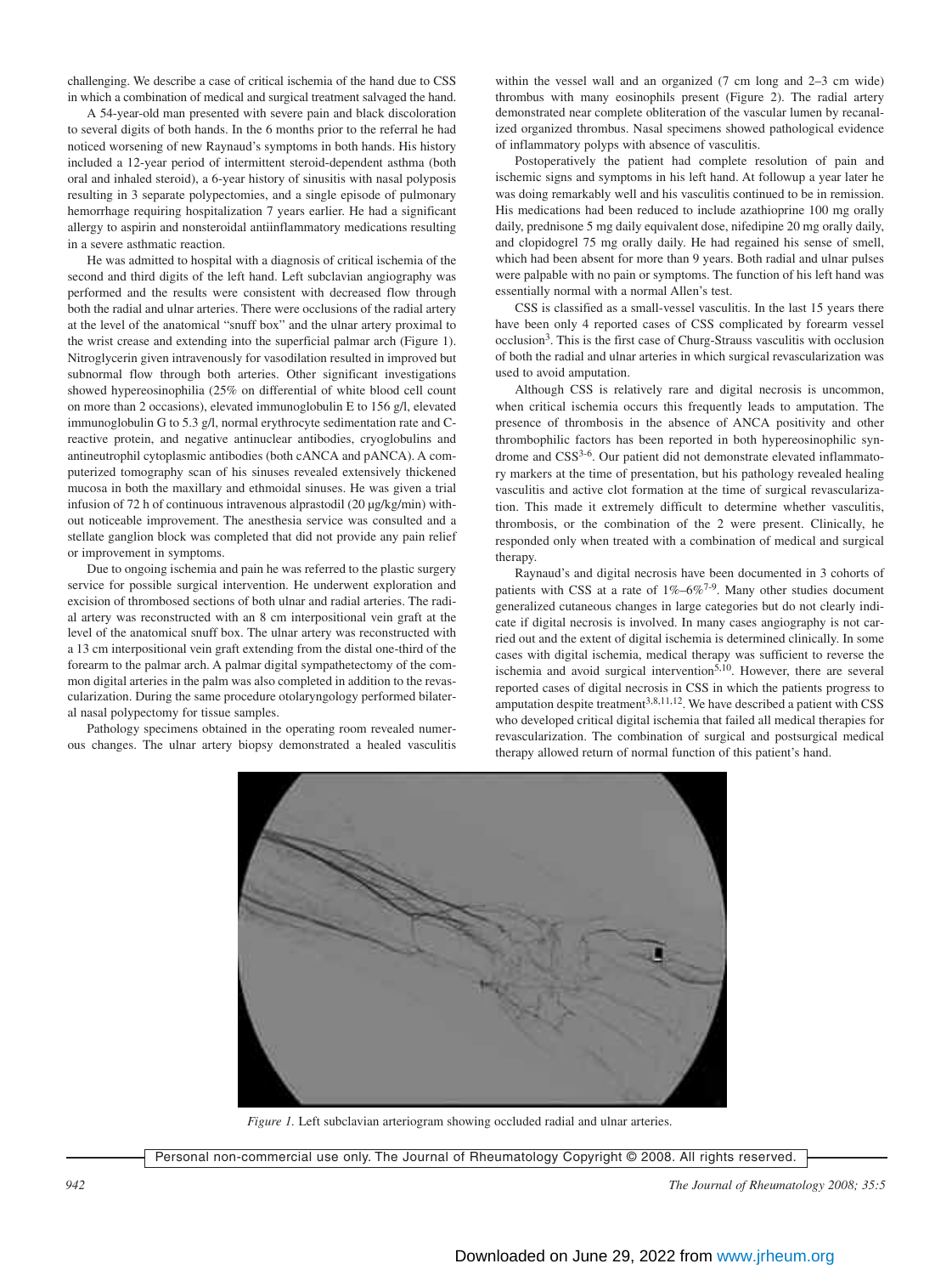challenging. We describe a case of critical ischemia of the hand due to CSS in which a combination of medical and surgical treatment salvaged the hand.

A 54-year-old man presented with severe pain and black discoloration to several digits of both hands. In the 6 months prior to the referral he had noticed worsening of new Raynaud's symptoms in both hands. His history included a 12-year period of intermittent steroid-dependent asthma (both oral and inhaled steroid), a 6-year history of sinusitis with nasal polyposis resulting in 3 separate polypectomies, and a single episode of pulmonary hemorrhage requiring hospitalization 7 years earlier. He had a significant allergy to aspirin and nonsteroidal antiinflammatory medications resulting in a severe asthmatic reaction.

He was admitted to hospital with a diagnosis of critical ischemia of the second and third digits of the left hand. Left subclavian angiography was performed and the results were consistent with decreased flow through both the radial and ulnar arteries. There were occlusions of the radial artery at the level of the anatomical "snuff box" and the ulnar artery proximal to the wrist crease and extending into the superficial palmar arch (Figure 1). Nitroglycerin given intravenously for vasodilation resulted in improved but subnormal flow through both arteries. Other significant investigations showed hypereosinophilia (25% on differential of white blood cell count on more than 2 occasions), elevated immunoglobulin E to 156 g/l, elevated immunoglobulin G to 5.3 g/l, normal erythrocyte sedimentation rate and C-reactive protein, and negative antinuclear antibodies, cryoglobulins and antineutrophil cytoplasmic antibodies (both cANCA and pANCA). A computerized tomography scan of his sinuses revealed extensively thickened mucosa in both the maxillary and ethmoidal sinuses. He was given a trial infusion of 72 h of continuous intravenous alprastodil (20 µg/kg/min) without noticeable improvement. The anesthesia service was consulted and a stellate ganglion block was completed that did not provide any pain relief or improvement in symptoms.

Due to ongoing ischemia and pain he was referred to the plastic surgery service for possible surgical intervention. He underwent exploration and excision of thrombosed sections of both ulnar and radial arteries. The radial artery was reconstructed with an 8 cm interpositional vein graft at the level of the anatomical snuff box. The ulnar artery was reconstructed with a 13 cm interpositional vein graft extending from the distal one-third of the forearm to the palmar arch. A palmar digital sympathetectomy of the common digital arteries in the palm was also completed in addition to the revascularization. During the same procedure otolaryngology performed bilateral nasal polypectomy for tissue samples.

Pathology specimens obtained in the operating room revealed numerous changes. The ulnar artery biopsy demonstrated a healed vasculitis within the vessel wall and an organized (7 cm long and 2–3 cm wide) thrombus with many eosinophils present (Figure 2). The radial artery demonstrated near complete obliteration of the vascular lumen by recanalized organized thrombus. Nasal specimens showed pathological evidence of inflammatory polyps with absence of vasculitis.

Postoperatively the patient had complete resolution of pain and ischemic signs and symptoms in his left hand. At followup a year later he was doing remarkably well and his vasculitis continued to be in remission. His medications had been reduced to include azathioprine 100 mg orally daily, prednisone 5 mg daily equivalent dose, nifedipine 20 mg orally daily, and clopidogrel 75 mg orally daily. He had regained his sense of smell, which had been absent for more than 9 years. Both radial and ulnar pulses were palpable with no pain or symptoms. The function of his left hand was essentially normal with a normal Allen's test.

CSS is classified as a small-vessel vasculitis. In the last 15 years there have been only 4 reported cases of CSS complicated by forearm vessel occlusion[3]. This is the first case of Churg-Strauss vasculitis with occlusion of both the radial and ulnar arteries in which surgical revascularization was used to avoid amputation.

Although CSS is relatively rare and digital necrosis is uncommon, when critical ischemia occurs this frequently leads to amputation. The presence of thrombosis in the absence of ANCA positivity and other thrombophilic factors has been reported in both hypereosinophilic syndrome and CSS[3-6]. Our patient did not demonstrate elevated inflammatory markers at the time of presentation, but his pathology revealed healing vasculitis and active clot formation at the time of surgical revascularization. This made it extremely difficult to determine whether vasculitis, thrombosis, or the combination of the 2 were present. Clinically, he responded only when treated with a combination of medical and surgical therapy.

Raynaud's and digital necrosis have been documented in 3 cohorts of patients with CSS at a rate of 1%–6%[7-9]. Many other studies document generalized cutaneous changes in large categories but do not clearly indicate if digital necrosis is involved. In many cases angiography is not carried out and the extent of digital ischemia is determined clinically. In some cases with digital ischemia, medical therapy was sufficient to reverse the ischemia and avoid surgical intervention[5,10]. However, there are several reported cases of digital necrosis in CSS in which the patients progress to amputation despite treatment[3,8,11,12]. We have described a patient with CSS who developed critical digital ischemia that failed all medical therapies for revascularization. The combination of surgical and postsurgical medical therapy allowed return of normal function of this patient's hand.

*Figure 1.* Left subclavian arteriogram showing occluded radial and ulnar arteries.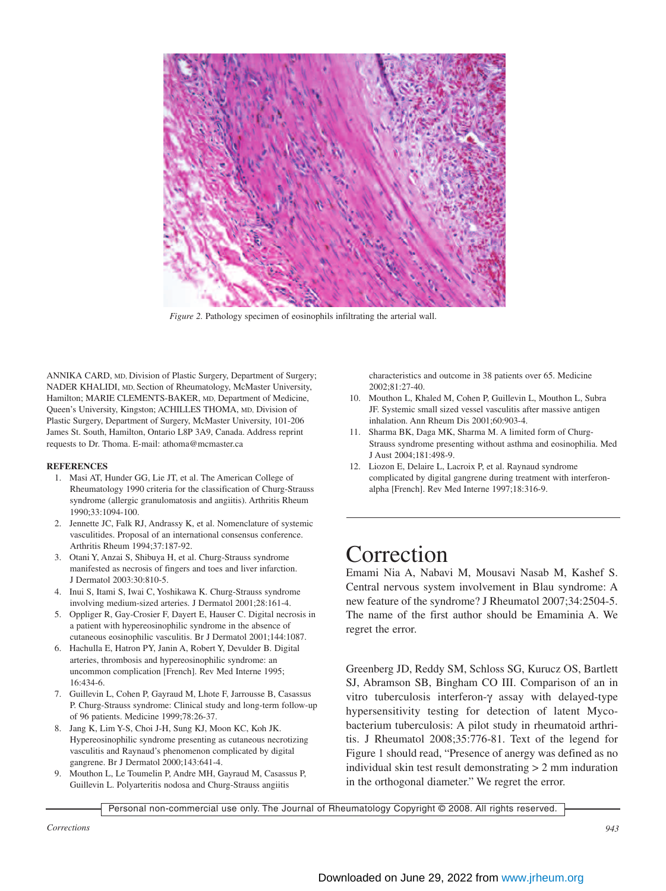*Figure 2.* Pathology specimen of eosinophils infiltrating the arterial wall.

ANNIKA CARD, MD, Division of Plastic Surgery, Department of Surgery; NADER KHALIDI, MD, Section of Rheumatology, McMaster University, Hamilton; MARIE CLEMENTS-BAKER, MD, Department of Medicine, Queen's University, Kingston; ACHILLES THOMA, MD, Division of Plastic Surgery, Department of Surgery, McMaster University, 101-206 James St. South, Hamilton, Ontario L8P 3A9, Canada. Address reprint requests to Dr. Thoma. E-mail: athoma@mcmaster.ca

**REFERENCES**

1. Masi AT, Hunder GG, Lie JT, et al. The American College of Rheumatology 1990 criteria for the classification of Churg-Strauss syndrome (allergic granulomatosis and angiitis). Arthritis Rheum 1990;33:1094-100.
2. Jennette JC, Falk RJ, Andrassy K, et al. Nomenclature of systemic vasculitides. Proposal of an international consensus conference. Arthritis Rheum 1994;37:187-92.
3. Otani Y, Anzai S, Shibuya H, et al. Churg-Strauss syndrome manifested as necrosis of fingers and toes and liver infarction. J Dermatol 2003:30:810-5.
4. Inui S, Itami S, Iwai C, Yoshikawa K. Churg-Strauss syndrome involving medium-sized arteries. J Dermatol 2001;28:161-4.
5. Oppliger R, Gay-Crosier F, Dayert E, Hauser C. Digital necrosis in a patient with hypereosinophilic syndrome in the absence of cutaneous eosinophilic vasculitis. Br J Dermatol 2001;144:1087.
6. Hachulla E, Hatron PY, Janin A, Robert Y, Devulder B. Digital arteries, thrombosis and hypereosinophilic syndrome: an uncommon complication [French]. Rev Med Interne 1995; 16:434-6.
7. Guillevin L, Cohen P, Gayraud M, Lhote F, Jarrousse B, Casassus P. Churg-Strauss syndrome: Clinical study and long-term follow-up of 96 patients. Medicine 1999;78:26-37.
8. Jang K, Lim Y-S, Choi J-H, Sung KJ, Moon KC, Koh JK. Hypereosinophilic syndrome presenting as cutaneous necrotizing vasculitis and Raynaud's phenomenon complicated by digital gangrene. Br J Dermatol 2000;143:641-4.
9. Mouthon L, Le Toumelin P, Andre MH, Gayraud M, Casassus P, Guillevin L. Polyarteritis nodosa and Churg-Strauss angiitis characteristics and outcome in 38 patients over 65. Medicine 2002;81:27-40.
10. Mouthon L, Khaled M, Cohen P, Guillevin L, Mouthon L, Subra JF. Systemic small sized vessel vasculitis after massive antigen inhalation. Ann Rheum Dis 2001;60:903-4.
11. Sharma BK, Daga MK, Sharma M. A limited form of Churg-Strauss syndrome presenting without asthma and eosinophilia. Med J Aust 2004;181:498-9.
12. Liozon E, Delaire L, Lacroix P, et al. Raynaud syndrome complicated by digital gangrene during treatment with interferon-alpha [French]. Rev Med Interne 1997;18:316-9.

# Correction

Emami Nia A, Nabavi M, Mousavi Nasab M, Kashef S. Central nervous system involvement in Blau syndrome: A new feature of the syndrome? J Rheumatol 2007;34:2504-5. The name of the first author should be Emaminia A. We regret the error.

Greenberg JD, Reddy SM, Schloss SG, Kurucz OS, Bartlett SJ, Abramson SB, Bingham CO III. Comparison of an in vitro tuberculosis interferon-γ assay with delayed-type hypersensitivity testing for detection of latent Mycobacterium tuberculosis: A pilot study in rheumatoid arthritis. J Rheumatol 2008;35:776-81. Text of the legend for Figure 1 should read, "Presence of anergy was defined as no individual skin test result demonstrating > 2 mm induration in the orthogonal diameter." We regret the error.